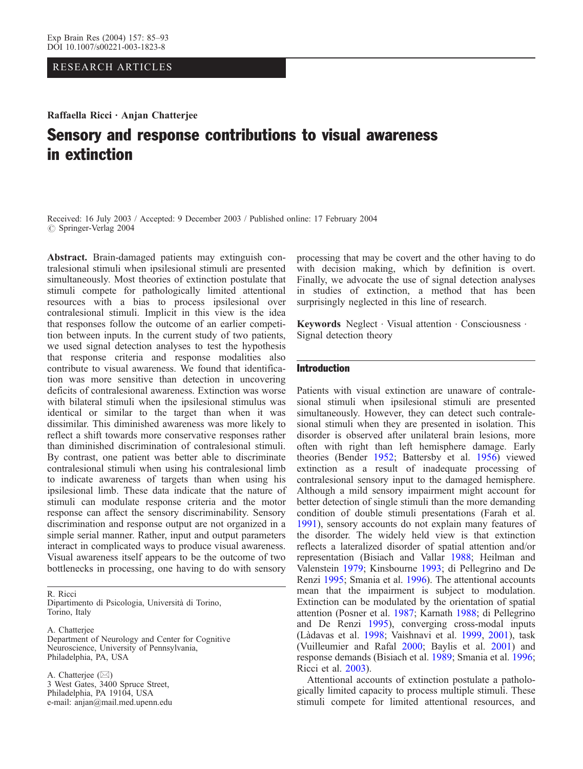RESEARCH ARTICLES

**Raffaella Ricci · Anjan Chatterjee**

# Sensory and response contributions to visual awareness in extinction

Received: 16 July 2003 / Accepted: 9 December 2003 / Published online: 17 February 2004
© Springer-Verlag 2004

**Abstract.** Brain-damaged patients may extinguish contralesional stimuli when ipsilesional stimuli are presented simultaneously. Most theories of extinction postulate that stimuli compete for pathologically limited attentional resources with a bias to process ipsilesional over contralesional stimuli. Implicit in this view is the idea that responses follow the outcome of an earlier competition between inputs. In the current study of two patients, we used signal detection analyses to test the hypothesis that response criteria and response modalities also contribute to visual awareness. We found that identification was more sensitive than detection in uncovering deficits of contralesional awareness. Extinction was worse with bilateral stimuli when the ipsilesional stimulus was identical or similar to the target than when it was dissimilar. This diminished awareness was more likely to reflect a shift towards more conservative responses rather than diminished discrimination of contralesional stimuli. By contrast, one patient was better able to discriminate contralesional stimuli when using his contralesional limb to indicate awareness of targets than when using his ipsilesional limb. These data indicate that the nature of stimuli can modulate response criteria and the motor response can affect the sensory discriminability. Sensory discrimination and response output are not organized in a simple serial manner. Rather, input and output parameters interact in complicated ways to produce visual awareness. Visual awareness itself appears to be the outcome of two bottlenecks in processing, one having to do with sensory processing that may be covert and the other having to do with decision making, which by definition is overt. Finally, we advocate the use of signal detection analyses in studies of extinction, a method that has been surprisingly neglected in this line of research.

**Keywords** Neglect · Visual attention · Consciousness · Signal detection theory

R. Ricci
Dipartimento di Psicologia, Università di Torino,
Torino, Italy

A. Chatterjee
Department of Neurology and Center for Cognitive Neuroscience, University of Pennsylvania,
Philadelphia, PA, USA

A. Chatterjee (✉)
3 West Gates, 3400 Spruce Street,
Philadelphia, PA 19104, USA
e-mail: anjan@mail.med.upenn.edu

## Introduction

Patients with visual extinction are unaware of contralesional stimuli when ipsilesional stimuli are presented simultaneously. However, they can detect such contralesional stimuli when they are presented in isolation. This disorder is observed after unilateral brain lesions, more often with right than left hemisphere damage. Early theories (Bender 1952; Battersby et al. 1956) viewed extinction as a result of inadequate processing of contralesional sensory input to the damaged hemisphere. Although a mild sensory impairment might account for better detection of single stimuli than the more demanding condition of double stimuli presentations (Farah et al. 1991), sensory accounts do not explain many features of the disorder. The widely held view is that extinction reflects a lateralized disorder of spatial attention and/or representation (Bisiach and Vallar 1988; Heilman and Valenstein 1979; Kinsbourne 1993; di Pellegrino and De Renzi 1995; Smania et al. 1996). The attentional accounts mean that the impairment is subject to modulation. Extinction can be modulated by the orientation of spatial attention (Posner et al. 1987; Karnath 1988; di Pellegrino and De Renzi 1995), converging cross-modal inputs (Làdavas et al. 1998; Vaishnavi et al. 1999, 2001), task (Vuilleumier and Rafal 2000; Baylis et al. 2001) and response demands (Bisiach et al. 1989; Smania et al. 1996; Ricci et al. 2003).

Attentional accounts of extinction postulate a pathologically limited capacity to process multiple stimuli. These stimuli compete for limited attentional resources, and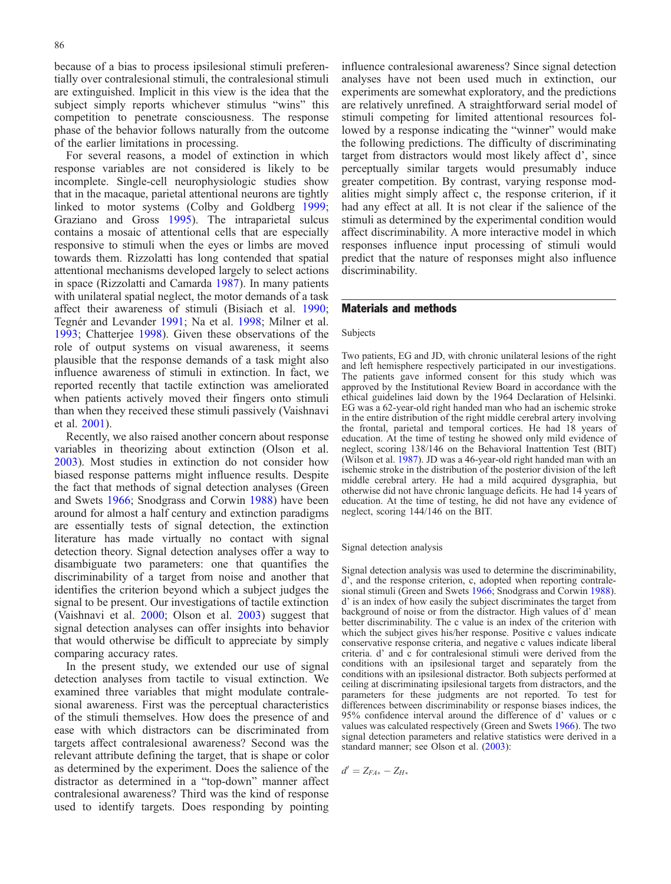because of a bias to process ipsilesional stimuli preferentially over contralesional stimuli, the contralesional stimuli are extinguished. Implicit in this view is the idea that the subject simply reports whichever stimulus "wins" this competition to penetrate consciousness. The response phase of the behavior follows naturally from the outcome of the earlier limitations in processing.

For several reasons, a model of extinction in which response variables are not considered is likely to be incomplete. Single-cell neurophysiologic studies show that in the macaque, parietal attentional neurons are tightly linked to motor systems (Colby and Goldberg 1999; Graziano and Gross 1995). The intraparietal sulcus contains a mosaic of attentional cells that are especially responsive to stimuli when the eyes or limbs are moved towards them. Rizzolatti has long contended that spatial attentional mechanisms developed largely to select actions in space (Rizzolatti and Camarda 1987). In many patients with unilateral spatial neglect, the motor demands of a task affect their awareness of stimuli (Bisiach et al. 1990; Tegnér and Levander 1991; Na et al. 1998; Milner et al. 1993; Chatterjee 1998). Given these observations of the role of output systems on visual awareness, it seems plausible that the response demands of a task might also influence awareness of stimuli in extinction. In fact, we reported recently that tactile extinction was ameliorated when patients actively moved their fingers onto stimuli than when they received these stimuli passively (Vaishnavi et al. 2001).

Recently, we also raised another concern about response variables in theorizing about extinction (Olson et al. 2003). Most studies in extinction do not consider how biased response patterns might influence results. Despite the fact that methods of signal detection analyses (Green and Swets 1966; Snodgrass and Corwin 1988) have been around for almost a half century and extinction paradigms are essentially tests of signal detection, the extinction literature has made virtually no contact with signal detection theory. Signal detection analyses offer a way to disambiguate two parameters: one that quantifies the discriminability of a target from noise and another that identifies the criterion beyond which a subject judges the signal to be present. Our investigations of tactile extinction (Vaishnavi et al. 2000; Olson et al. 2003) suggest that signal detection analyses can offer insights into behavior that would otherwise be difficult to appreciate by simply comparing accuracy rates.

In the present study, we extended our use of signal detection analyses from tactile to visual extinction. We examined three variables that might modulate contralesional awareness. First was the perceptual characteristics of the stimuli themselves. How does the presence of and ease with which distractors can be discriminated from targets affect contralesional awareness? Second was the relevant attribute defining the target, that is shape or color as determined by the experiment. Does the salience of the distractor as determined in a "top-down" manner affect contralesional awareness? Third was the kind of response used to identify targets. Does responding by pointing influence contralesional awareness? Since signal detection analyses have not been used much in extinction, our experiments are somewhat exploratory, and the predictions are relatively unrefined. A straightforward serial model of stimuli competing for limited attentional resources followed by a response indicating the "winner" would make the following predictions. The difficulty of discriminating target from distractors would most likely affect d', since perceptually similar targets would presumably induce greater competition. By contrast, varying response modalities might simply affect c, the response criterion, if it had any effect at all. It is not clear if the salience of the stimuli as determined by the experimental condition would affect discriminability. A more interactive model in which responses influence input processing of stimuli would predict that the nature of responses might also influence discriminability.

## Materials and methods

### Subjects

Two patients, EG and JD, with chronic unilateral lesions of the right and left hemisphere respectively participated in our investigations. The patients gave informed consent for this study which was approved by the Institutional Review Board in accordance with the ethical guidelines laid down by the 1964 Declaration of Helsinki. EG was a 62-year-old right handed man who had an ischemic stroke in the entire distribution of the right middle cerebral artery involving the frontal, parietal and temporal cortices. He had 18 years of education. At the time of testing he showed only mild evidence of neglect, scoring 138/146 on the Behavioral Inattention Test (BIT) (Wilson et al. 1987). JD was a 46-year-old right handed man with an ischemic stroke in the distribution of the posterior division of the left middle cerebral artery. He had a mild acquired dysgraphia, but otherwise did not have chronic language deficits. He had 14 years of education. At the time of testing, he did not have any evidence of neglect, scoring 144/146 on the BIT.

### Signal detection analysis

Signal detection analysis was used to determine the discriminability, d', and the response criterion, c, adopted when reporting contralesional stimuli (Green and Swets 1966; Snodgrass and Corwin 1988). d' is an index of how easily the subject discriminates the target from background of noise or from the distractor. High values of d' mean better discriminability. The c value is an index of the criterion with which the subject gives his/her response. Positive c values indicate conservative response criteria, and negative c values indicate liberal criteria. d' and c for contralesional stimuli were derived from the conditions with an ipsilesional target and separately from the conditions with an ipsilesional distractor. Both subjects performed at ceiling at discriminating ipsilesional targets from distractors, and the parameters for these judgments are not reported. To test for differences between discriminability or response biases indices, the 95% confidence interval around the difference of d' values or c values was calculated respectively (Green and Swets 1966). The two signal detection parameters and relative statistics were derived in a standard manner; see Olson et al. (2003):

$$d' = Z_{FA*} - Z_{H*}$$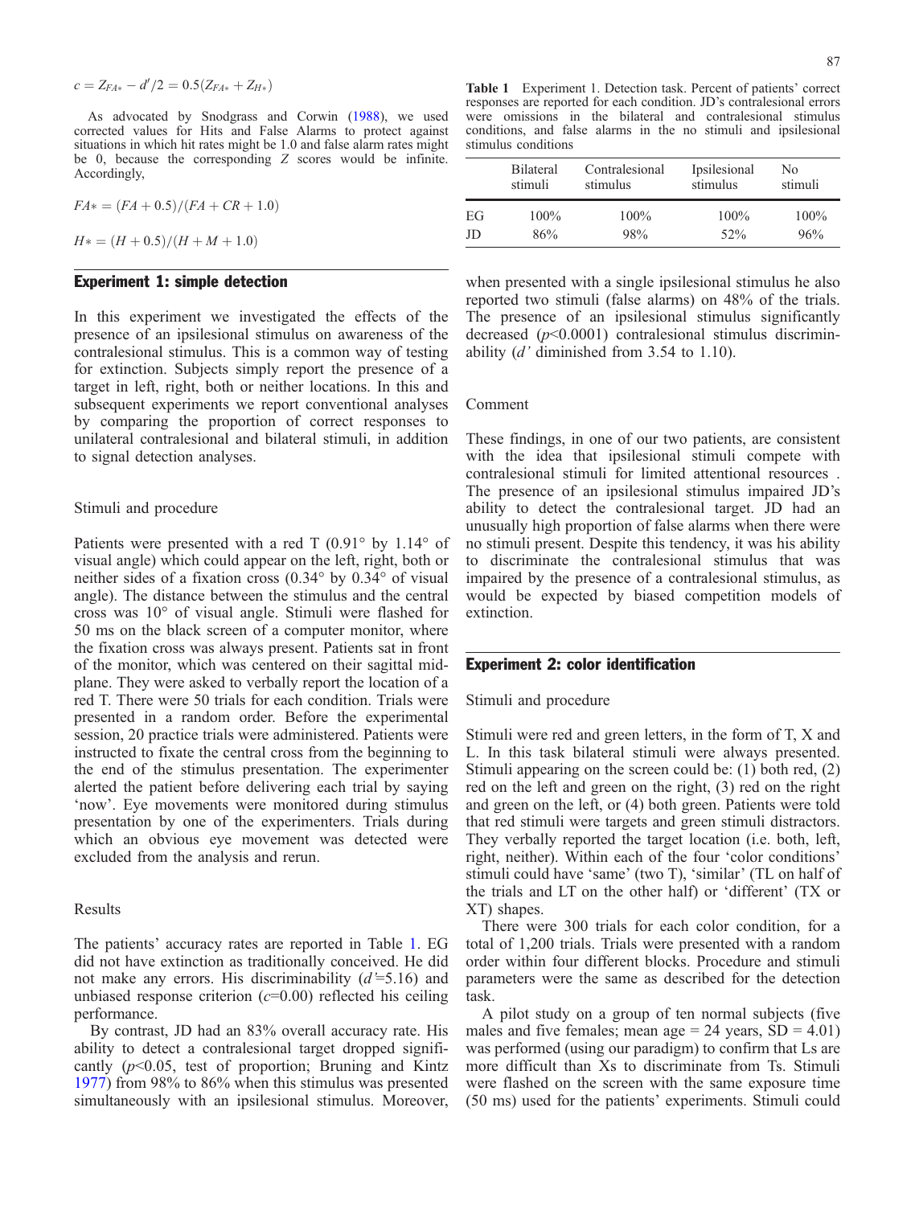$$c = Z_{FA*} - d'/2 = 0.5(Z_{FA*} + Z_{H*})$$

As advocated by Snodgrass and Corwin (1988), we used corrected values for Hits and False Alarms to protect against situations in which hit rates might be 1.0 and false alarm rates might be 0, because the corresponding Z scores would be infinite. Accordingly,

$$FA* = (FA + 0.5)/(FA + CR + 1.0)$$

$$H* = (H + 0.5)/(H + M + 1.0)$$

## Experiment 1: simple detection

In this experiment we investigated the effects of the presence of an ipsilesional stimulus on awareness of the contralesional stimulus. This is a common way of testing for extinction. Subjects simply report the presence of a target in left, right, both or neither locations. In this and subsequent experiments we report conventional analyses by comparing the proportion of correct responses to unilateral contralesional and bilateral stimuli, in addition to signal detection analyses.

### Stimuli and procedure

Patients were presented with a red T (0.91° by 1.14° of visual angle) which could appear on the left, right, both or neither sides of a fixation cross (0.34° by 0.34° of visual angle). The distance between the stimulus and the central cross was 10° of visual angle. Stimuli were flashed for 50 ms on the black screen of a computer monitor, where the fixation cross was always present. Patients sat in front of the monitor, which was centered on their sagittal mid-plane. They were asked to verbally report the location of a red T. There were 50 trials for each condition. Trials were presented in a random order. Before the experimental session, 20 practice trials were administered. Patients were instructed to fixate the central cross from the beginning to the end of the stimulus presentation. The experimenter alerted the patient before delivering each trial by saying 'now'. Eye movements were monitored during stimulus presentation by one of the experimenters. Trials during which an obvious eye movement was detected were excluded from the analysis and rerun.

### Results

The patients' accuracy rates are reported in Table 1. EG did not have extinction as traditionally conceived. He did not make any errors. His discriminability ($d'$=5.16) and unbiased response criterion ($c$=0.00) reflected his ceiling performance.

By contrast, JD had an 83% overall accuracy rate. His ability to detect a contralesional target dropped significantly ($p$<0.05, test of proportion; Bruning and Kintz 1977) from 98% to 86% when this stimulus was presented simultaneously with an ipsilesional stimulus. Moreover, when presented with a single ipsilesional stimulus he also reported two stimuli (false alarms) on 48% of the trials. The presence of an ipsilesional stimulus significantly decreased ($p$<0.0001) contralesional stimulus discriminability ($d'$ diminished from 3.54 to 1.10).

**Table 1** Experiment 1. Detection task. Percent of patients' correct responses are reported for each condition. JD's contralesional errors were omissions in the bilateral and contralesional stimulus conditions, and false alarms in the no stimuli and ipsilesional stimulus conditions

| | Bilateral stimuli | Contralesional stimulus | Ipsilesional stimulus | No stimuli |
|---|---|---|---|---|
| EG | 100% | 100% | 100% | 100% |
| JD | 86% | 98% | 52% | 96% |

### Comment

These findings, in one of our two patients, are consistent with the idea that ipsilesional stimuli compete with contralesional stimuli for limited attentional resources . The presence of an ipsilesional stimulus impaired JD's ability to detect the contralesional target. JD had an unusually high proportion of false alarms when there were no stimuli present. Despite this tendency, it was his ability to discriminate the contralesional stimulus that was impaired by the presence of a contralesional stimulus, as would be expected by biased competition models of extinction.

## Experiment 2: color identification

### Stimuli and procedure

Stimuli were red and green letters, in the form of T, X and L. In this task bilateral stimuli were always presented. Stimuli appearing on the screen could be: (1) both red, (2) red on the left and green on the right, (3) red on the right and green on the left, or (4) both green. Patients were told that red stimuli were targets and green stimuli distractors. They verbally reported the target location (i.e. both, left, right, neither). Within each of the four 'color conditions' stimuli could have 'same' (two T), 'similar' (TL on half of the trials and LT on the other half) or 'different' (TX or XT) shapes.

There were 300 trials for each color condition, for a total of 1,200 trials. Trials were presented with a random order within four different blocks. Procedure and stimuli parameters were the same as described for the detection task.

A pilot study on a group of ten normal subjects (five males and five females; mean age = 24 years, SD = 4.01) was performed (using our paradigm) to confirm that Ls are more difficult than Xs to discriminate from Ts. Stimuli were flashed on the screen with the same exposure time (50 ms) used for the patients' experiments. Stimuli could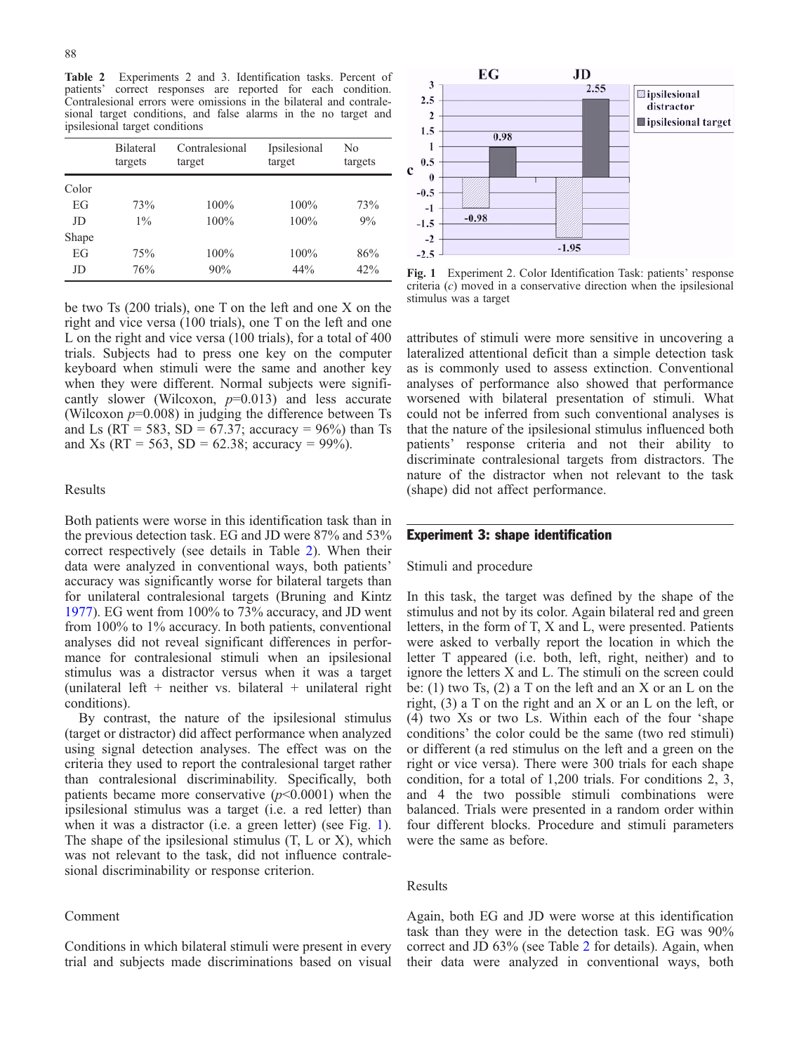**Table 2** Experiments 2 and 3. Identification tasks. Percent of patients' correct responses are reported for each condition. Contralesional errors were omissions in the bilateral and contralesional target conditions, and false alarms in the no target and ipsilesional target conditions

| | Bilateral targets | Contralesional target | Ipsilesional target | No targets |
|---|---|---|---|---|
| Color | | | | |
| EG | 73% | 100% | 100% | 73% |
| JD | 1% | 100% | 100% | 9% |
| Shape | | | | |
| EG | 75% | 100% | 100% | 86% |
| JD | 76% | 90% | 44% | 42% |

be two Ts (200 trials), one T on the left and one X on the right and vice versa (100 trials), one T on the left and one L on the right and vice versa (100 trials), for a total of 400 trials. Subjects had to press one key on the computer keyboard when stimuli were the same and another key when they were different. Normal subjects were significantly slower (Wilcoxon, $p$=0.013) and less accurate (Wilcoxon $p$=0.008) in judging the difference between Ts and Ls (RT = 583, SD = 67.37; accuracy = 96%) than Ts and Xs (RT = 563, SD = 62.38; accuracy = 99%).

## Results

Both patients were worse in this identification task than in the previous detection task. EG and JD were 87% and 53% correct respectively (see details in Table 2). When their data were analyzed in conventional ways, both patients' accuracy was significantly worse for bilateral targets than for unilateral contralesional targets (Bruning and Kintz 1977). EG went from 100% to 73% accuracy, and JD went from 100% to 1% accuracy. In both patients, conventional analyses did not reveal significant differences in performance for contralesional stimuli when an ipsilesional stimulus was a distractor versus when it was a target (unilateral left + neither vs. bilateral + unilateral right conditions).

By contrast, the nature of the ipsilesional stimulus (target or distractor) did affect performance when analyzed using signal detection analyses. The effect was on the criteria they used to report the contralesional target rather than contralesional discriminability. Specifically, both patients became more conservative ($p$<0.0001) when the ipsilesional stimulus was a target (i.e. a red letter) than when it was a distractor (i.e. a green letter) (see Fig. 1). The shape of the ipsilesional stimulus (T, L or X), which was not relevant to the task, did not influence contralesional discriminability or response criterion.

## Comment

Conditions in which bilateral stimuli were present in every trial and subjects made discriminations based on visual attributes of stimuli were more sensitive in uncovering a lateralized attentional deficit than a simple detection task as is commonly used to assess extinction. Conventional analyses of performance also showed that performance worsened with bilateral presentation of stimuli. What could not be inferred from such conventional analyses is that the nature of the ipsilesional stimulus influenced both patients' response criteria and not their ability to discriminate contralesional targets from distractors. The nature of the distractor when not relevant to the task (shape) did not affect performance.

**Fig. 1** Experiment 2. Color Identification Task: patients' response criteria ($c$) moved in a conservative direction when the ipsilesional stimulus was a target

## Experiment 3: shape identification

### Stimuli and procedure

In this task, the target was defined by the shape of the stimulus and not by its color. Again bilateral red and green letters, in the form of T, X and L, were presented. Patients were asked to verbally report the location in which the letter T appeared (i.e. both, left, right, neither) and to ignore the letters X and L. The stimuli on the screen could be: (1) two Ts, (2) a T on the left and an X or an L on the right, (3) a T on the right and an X or an L on the left, or (4) two Xs or two Ls. Within each of the four 'shape conditions' the color could be the same (two red stimuli) or different (a red stimulus on the left and a green on the right or vice versa). There were 300 trials for each shape condition, for a total of 1,200 trials. For conditions 2, 3, and 4 the two possible stimuli combinations were balanced. Trials were presented in a random order within four different blocks. Procedure and stimuli parameters were the same as before.

### Results

Again, both EG and JD were worse at this identification task than they were in the detection task. EG was 90% correct and JD 63% (see Table 2 for details). Again, when their data were analyzed in conventional ways, both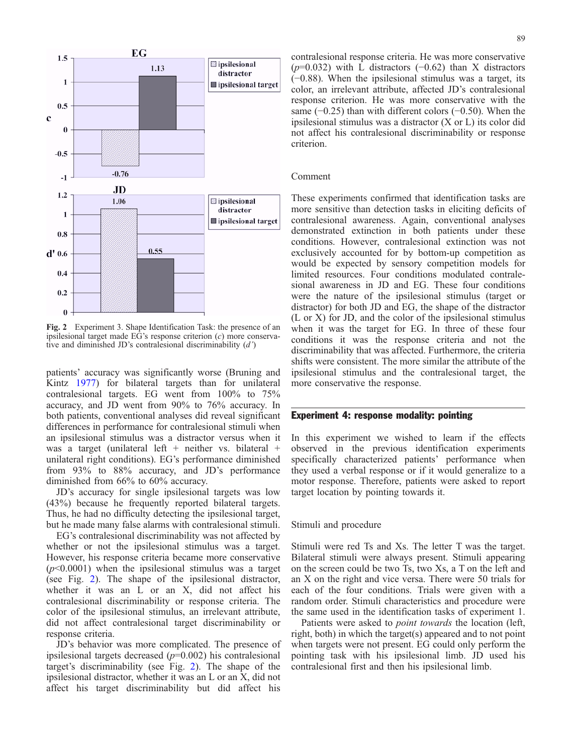Fig. 2 Experiment 3. Shape Identification Task: the presence of an ipsilesional target made EG's response criterion (*c*) more conservative and diminished JD's contralesional discriminability (*d'*)

patients' accuracy was significantly worse (Bruning and Kintz 1977) for bilateral targets than for unilateral contralesional targets. EG went from 100% to 75% accuracy, and JD went from 90% to 76% accuracy. In both patients, conventional analyses did reveal significant differences in performance for contralesional stimuli when an ipsilesional stimulus was a distractor versus when it was a target (unilateral left + neither vs. bilateral + unilateral right conditions). EG's performance diminished from 93% to 88% accuracy, and JD's performance diminished from 66% to 60% accuracy.

JD's accuracy for single ipsilesional targets was low (43%) because he frequently reported bilateral targets. Thus, he had no difficulty detecting the ipsilesional target, but he made many false alarms with contralesional stimuli.

EG's contralesional discriminability was not affected by whether or not the ipsilesional stimulus was a target. However, his response criteria became more conservative ($p<0.0001$) when the ipsilesional stimulus was a target (see Fig. 2). The shape of the ipsilesional distractor, whether it was an L or an X, did not affect his contralesional discriminability or response criteria. The color of the ipsilesional stimulus, an irrelevant attribute, did not affect contralesional target discriminability or response criteria.

JD's behavior was more complicated. The presence of ipsilesional targets decreased ($p=0.002$) his contralesional target's discriminability (see Fig. 2). The shape of the ipsilesional distractor, whether it was an L or an X, did not affect his target discriminability but did affect his contralesional response criteria. He was more conservative ($p=0.032$) with L distractors ($-0.62$) than X distractors ($-0.88$). When the ipsilesional stimulus was a target, its color, an irrelevant attribute, affected JD's contralesional response criterion. He was more conservative with the same ($-0.25$) than with different colors ($-0.50$). When the ipsilesional stimulus was a distractor (X or L) its color did not affect his contralesional discriminability or response criterion.

## Comment

These experiments confirmed that identification tasks are more sensitive than detection tasks in eliciting deficits of contralesional awareness. Again, conventional analyses demonstrated extinction in both patients under these conditions. However, contralesional extinction was not exclusively accounted for by bottom-up competition as would be expected by sensory competition models for limited resources. Four conditions modulated contralesional awareness in JD and EG. These four conditions were the nature of the ipsilesional stimulus (target or distractor) for both JD and EG, the shape of the distractor (L or X) for JD, and the color of the ipsilesional stimulus when it was the target for EG. In three of these four conditions it was the response criteria and not the discriminability that was affected. Furthermore, the criteria shifts were consistent. The more similar the attribute of the ipsilesional stimulus and the contralesional target, the more conservative the response.

## Experiment 4: response modality: pointing

In this experiment we wished to learn if the effects observed in the previous identification experiments specifically characterized patients' performance when they used a verbal response or if it would generalize to a motor response. Therefore, patients were asked to report target location by pointing towards it.

### Stimuli and procedure

Stimuli were red Ts and Xs. The letter T was the target. Bilateral stimuli were always present. Stimuli appearing on the screen could be two Ts, two Xs, a T on the left and an X on the right and vice versa. There were 50 trials for each of the four conditions. Trials were given with a random order. Stimuli characteristics and procedure were the same used in the identification tasks of experiment 1.

Patients were asked to *point towards* the location (left, right, both) in which the target(s) appeared and to not point when targets were not present. EG could only perform the pointing task with his ipsilesional limb. JD used his contralesional first and then his ipsilesional limb.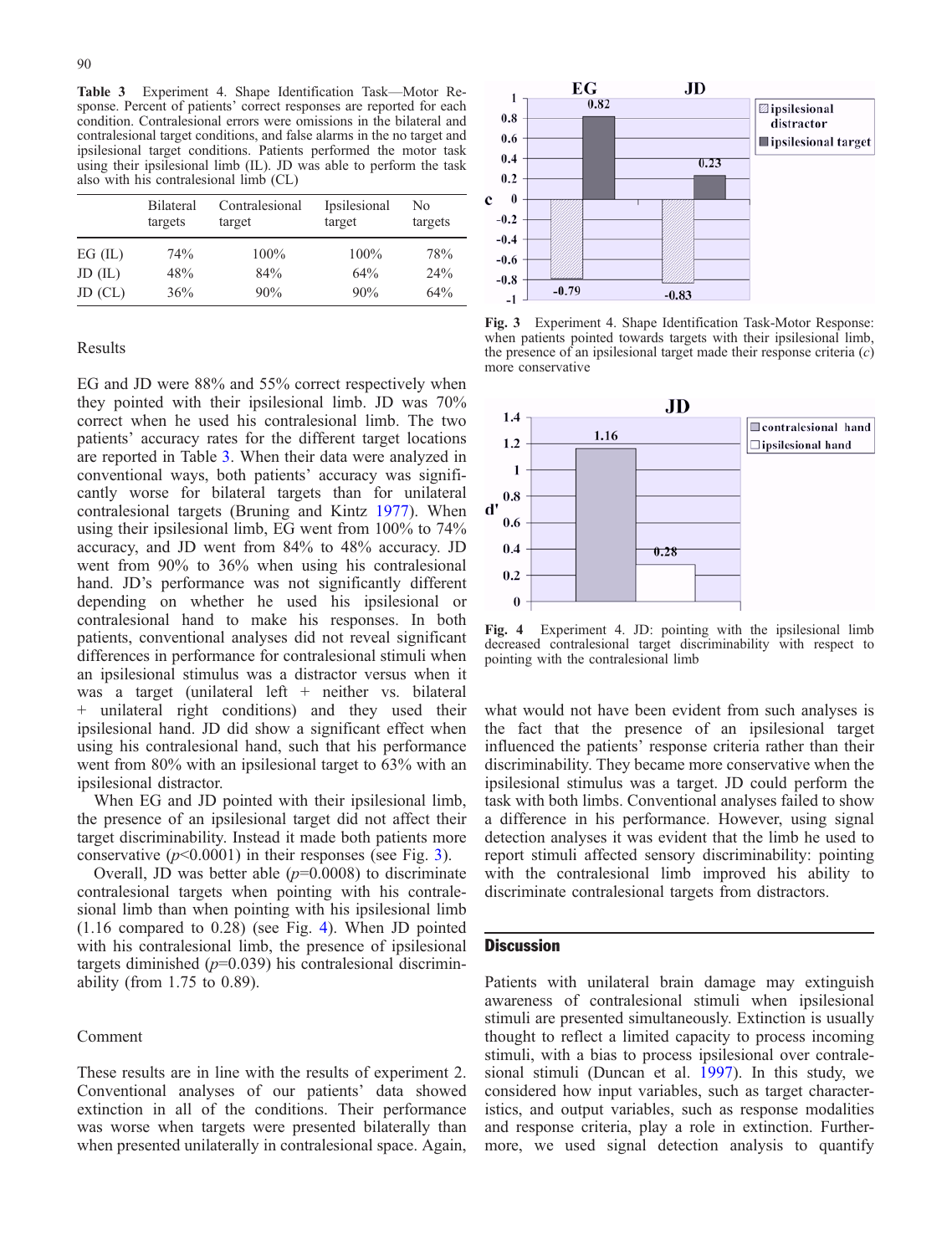**Table 3** Experiment 4. Shape Identification Task—Motor Response. Percent of patients' correct responses are reported for each condition. Contralesional errors were omissions in the bilateral and contralesional target conditions, and false alarms in the no target and ipsilesional target conditions. Patients performed the motor task using their ipsilesional limb (IL). JD was able to perform the task also with his contralesional limb (CL)

| | Bilateral targets | Contralesional target | Ipsilesional target | No targets |
|---|---|---|---|---|
| EG (IL) | 74% | 100% | 100% | 78% |
| JD (IL) | 48% | 84% | 64% | 24% |
| JD (CL) | 36% | 90% | 90% | 64% |

### Results

EG and JD were 88% and 55% correct respectively when they pointed with their ipsilesional limb. JD was 70% correct when he used his contralesional limb. The two patients' accuracy rates for the different target locations are reported in Table 3. When their data were analyzed in conventional ways, both patients' accuracy was significantly worse for bilateral targets than for unilateral contralesional targets (Bruning and Kintz 1977). When using their ipsilesional limb, EG went from 100% to 74% accuracy, and JD went from 84% to 48% accuracy. JD went from 90% to 36% when using his contralesional hand. JD's performance was not significantly different depending on whether he used his ipsilesional or contralesional hand to make his responses. In both patients, conventional analyses did not reveal significant differences in performance for contralesional stimuli when an ipsilesional stimulus was a distractor versus when it was a target (unilateral left + neither vs. bilateral + unilateral right conditions) and they used their ipsilesional hand. JD did show a significant effect when using his contralesional hand, such that his performance went from 80% with an ipsilesional target to 63% with an ipsilesional distractor.

When EG and JD pointed with their ipsilesional limb, the presence of an ipsilesional target did not affect their target discriminability. Instead it made both patients more conservative ($p$<0.0001) in their responses (see Fig. 3).

Overall, JD was better able ($p$=0.0008) to discriminate contralesional targets when pointing with his contralesional limb than when pointing with his ipsilesional limb (1.16 compared to 0.28) (see Fig. 4). When JD pointed with his contralesional limb, the presence of ipsilesional targets diminished ($p$=0.039) his contralesional discriminability (from 1.75 to 0.89).

Fig. 3 Experiment 4. Shape Identification Task-Motor Response: when patients pointed towards targets with their ipsilesional limb, the presence of an ipsilesional target made their response criteria ($c$) more conservative

Fig. 4 Experiment 4. JD: pointing with the ipsilesional limb decreased contralesional target discriminability with respect to pointing with the contralesional limb

### Comment

These results are in line with the results of experiment 2. Conventional analyses of our patients' data showed extinction in all of the conditions. Their performance was worse when targets were presented bilaterally than when presented unilaterally in contralesional space. Again, what would not have been evident from such analyses is the fact that the presence of an ipsilesional target influenced the patients' response criteria rather than their discriminability. They became more conservative when the ipsilesional stimulus was a target. JD could perform the task with both limbs. Conventional analyses failed to show a difference in his performance. However, using signal detection analyses it was evident that the limb he used to report stimuli affected sensory discriminability: pointing with the contralesional limb improved his ability to discriminate contralesional targets from distractors.

## Discussion

Patients with unilateral brain damage may extinguish awareness of contralesional stimuli when ipsilesional stimuli are presented simultaneously. Extinction is usually thought to reflect a limited capacity to process incoming stimuli, with a bias to process ipsilesional over contralesional stimuli (Duncan et al. 1997). In this study, we considered how input variables, such as target characteristics, and output variables, such as response modalities and response criteria, play a role in extinction. Furthermore, we used signal detection analysis to quantify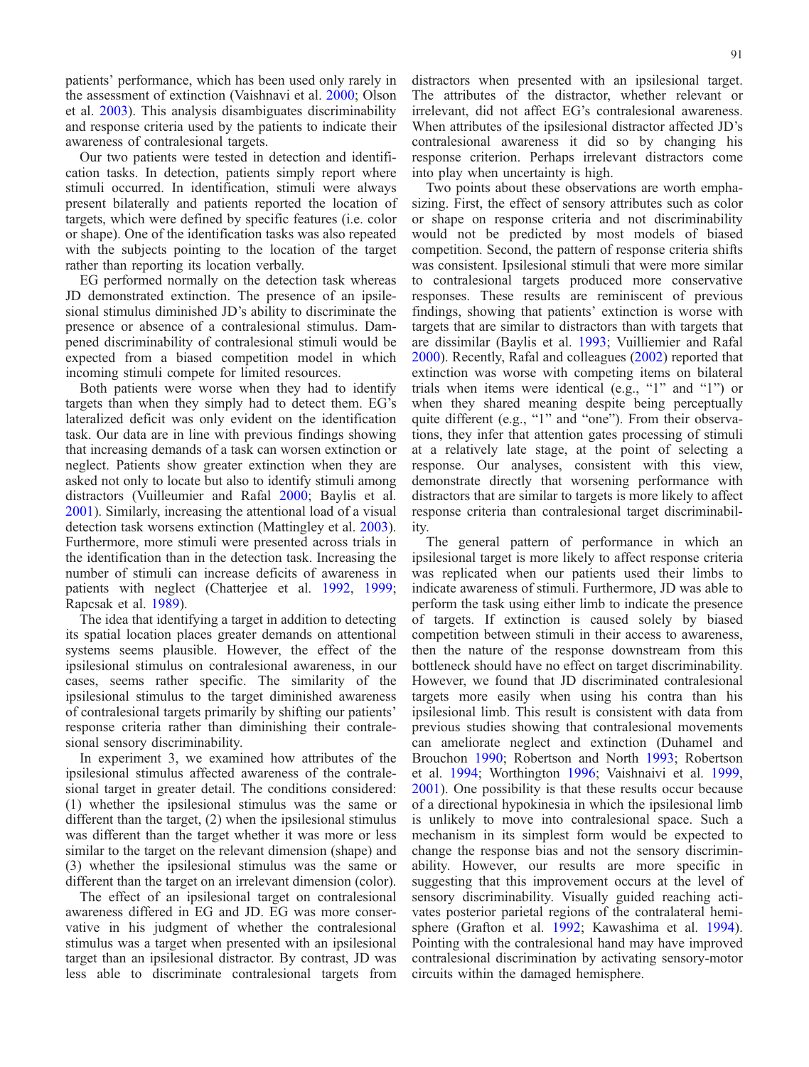patients' performance, which has been used only rarely in the assessment of extinction (Vaishnavi et al. 2000; Olson et al. 2003). This analysis disambiguates discriminability and response criteria used by the patients to indicate their awareness of contralesional targets.

Our two patients were tested in detection and identification tasks. In detection, patients simply report where stimuli occurred. In identification, stimuli were always present bilaterally and patients reported the location of targets, which were defined by specific features (i.e. color or shape). One of the identification tasks was also repeated with the subjects pointing to the location of the target rather than reporting its location verbally.

EG performed normally on the detection task whereas JD demonstrated extinction. The presence of an ipsilesional stimulus diminished JD's ability to discriminate the presence or absence of a contralesional stimulus. Dampened discriminability of contralesional stimuli would be expected from a biased competition model in which incoming stimuli compete for limited resources.

Both patients were worse when they had to identify targets than when they simply had to detect them. EG's lateralized deficit was only evident on the identification task. Our data are in line with previous findings showing that increasing demands of a task can worsen extinction or neglect. Patients show greater extinction when they are asked not only to locate but also to identify stimuli among distractors (Vuilleumier and Rafal 2000; Baylis et al. 2001). Similarly, increasing the attentional load of a visual detection task worsens extinction (Mattingley et al. 2003). Furthermore, more stimuli were presented across trials in the identification than in the detection task. Increasing the number of stimuli can increase deficits of awareness in patients with neglect (Chatterjee et al. 1992, 1999; Rapcsak et al. 1989).

The idea that identifying a target in addition to detecting its spatial location places greater demands on attentional systems seems plausible. However, the effect of the ipsilesional stimulus on contralesional awareness, in our cases, seems rather specific. The similarity of the ipsilesional stimulus to the target diminished awareness of contralesional targets primarily by shifting our patients' response criteria rather than diminishing their contralesional sensory discriminability.

In experiment 3, we examined how attributes of the ipsilesional stimulus affected awareness of the contralesional target in greater detail. The conditions considered: (1) whether the ipsilesional stimulus was the same or different than the target, (2) when the ipsilesional stimulus was different than the target whether it was more or less similar to the target on the relevant dimension (shape) and (3) whether the ipsilesional stimulus was the same or different than the target on an irrelevant dimension (color).

The effect of an ipsilesional target on contralesional awareness differed in EG and JD. EG was more conservative in his judgment of whether the contralesional stimulus was a target when presented with an ipsilesional target than an ipsilesional distractor. By contrast, JD was less able to discriminate contralesional targets from distractors when presented with an ipsilesional target. The attributes of the distractor, whether relevant or irrelevant, did not affect EG's contralesional awareness. When attributes of the ipsilesional distractor affected JD's contralesional awareness it did so by changing his response criterion. Perhaps irrelevant distractors come into play when uncertainty is high.

Two points about these observations are worth emphasizing. First, the effect of sensory attributes such as color or shape on response criteria and not discriminability would not be predicted by most models of biased competition. Second, the pattern of response criteria shifts was consistent. Ipsilesional stimuli that were more similar to contralesional targets produced more conservative responses. These results are reminiscent of previous findings, showing that patients' extinction is worse with targets that are similar to distractors than with targets that are dissimilar (Baylis et al. 1993; Vuilliemier and Rafal 2000). Recently, Rafal and colleagues (2002) reported that extinction was worse with competing items on bilateral trials when items were identical (e.g., "1" and "1") or when they shared meaning despite being perceptually quite different (e.g., "1" and "one"). From their observations, they infer that attention gates processing of stimuli at a relatively late stage, at the point of selecting a response. Our analyses, consistent with this view, demonstrate directly that worsening performance with distractors that are similar to targets is more likely to affect response criteria than contralesional target discriminability.

The general pattern of performance in which an ipsilesional target is more likely to affect response criteria was replicated when our patients used their limbs to indicate awareness of stimuli. Furthermore, JD was able to perform the task using either limb to indicate the presence of targets. If extinction is caused solely by biased competition between stimuli in their access to awareness, then the nature of the response downstream from this bottleneck should have no effect on target discriminability. However, we found that JD discriminated contralesional targets more easily when using his contra than his ipsilesional limb. This result is consistent with data from previous studies showing that contralesional movements can ameliorate neglect and extinction (Duhamel and Brouchon 1990; Robertson and North 1993; Robertson et al. 1994; Worthington 1996; Vaishnaivi et al. 1999, 2001). One possibility is that these results occur because of a directional hypokinesia in which the ipsilesional limb is unlikely to move into contralesional space. Such a mechanism in its simplest form would be expected to change the response bias and not the sensory discriminability. However, our results are more specific in suggesting that this improvement occurs at the level of sensory discriminability. Visually guided reaching activates posterior parietal regions of the contralateral hemisphere (Grafton et al. 1992; Kawashima et al. 1994). Pointing with the contralesional hand may have improved contralesional discrimination by activating sensory-motor circuits within the damaged hemisphere.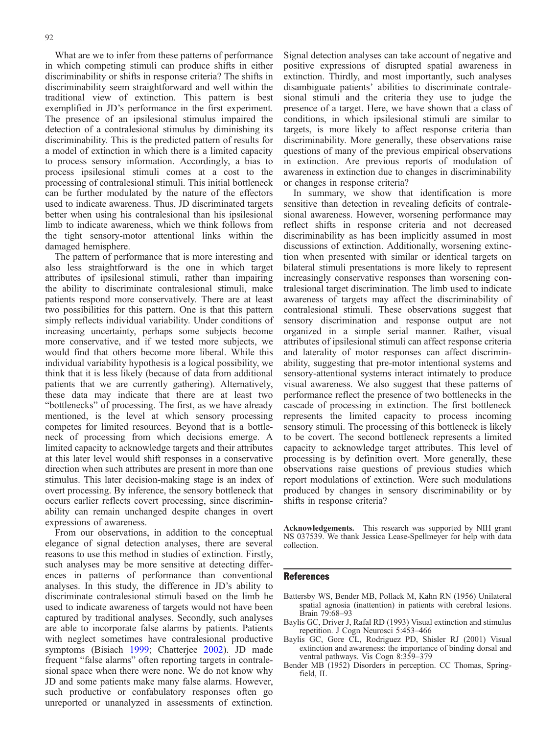What are we to infer from these patterns of performance in which competing stimuli can produce shifts in either discriminability or shifts in response criteria? The shifts in discriminability seem straightforward and well within the traditional view of extinction. This pattern is best exemplified in JD's performance in the first experiment. The presence of an ipsilesional stimulus impaired the detection of a contralesional stimulus by diminishing its discriminability. This is the predicted pattern of results for a model of extinction in which there is a limited capacity to process sensory information. Accordingly, a bias to process ipsilesional stimuli comes at a cost to the processing of contralesional stimuli. This initial bottleneck can be further modulated by the nature of the effectors used to indicate awareness. Thus, JD discriminated targets better when using his contralesional than his ipsilesional limb to indicate awareness, which we think follows from the tight sensory-motor attentional links within the damaged hemisphere.

The pattern of performance that is more interesting and also less straightforward is the one in which target attributes of ipsilesional stimuli, rather than impairing the ability to discriminate contralesional stimuli, make patients respond more conservatively. There are at least two possibilities for this pattern. One is that this pattern simply reflects individual variability. Under conditions of increasing uncertainty, perhaps some subjects become more conservative, and if we tested more subjects, we would find that others become more liberal. While this individual variability hypothesis is a logical possibility, we think that it is less likely (because of data from additional patients that we are currently gathering). Alternatively, these data may indicate that there are at least two "bottlenecks" of processing. The first, as we have already mentioned, is the level at which sensory processing competes for limited resources. Beyond that is a bottleneck of processing from which decisions emerge. A limited capacity to acknowledge targets and their attributes at this later level would shift responses in a conservative direction when such attributes are present in more than one stimulus. This later decision-making stage is an index of overt processing. By inference, the sensory bottleneck that occurs earlier reflects covert processing, since discriminability can remain unchanged despite changes in overt expressions of awareness.

From our observations, in addition to the conceptual elegance of signal detection analyses, there are several reasons to use this method in studies of extinction. Firstly, such analyses may be more sensitive at detecting differences in patterns of performance than conventional analyses. In this study, the difference in JD's ability to discriminate contralesional stimuli based on the limb he used to indicate awareness of targets would not have been captured by traditional analyses. Secondly, such analyses are able to incorporate false alarms by patients. Patients with neglect sometimes have contralesional productive symptoms (Bisiach 1999; Chatterjee 2002). JD made frequent "false alarms" often reporting targets in contralesional space when there were none. We do not know why JD and some patients make many false alarms. However, such productive or confabulatory responses often go unreported or unanalyzed in assessments of extinction. Signal detection analyses can take account of negative and positive expressions of disrupted spatial awareness in extinction. Thirdly, and most importantly, such analyses disambiguate patients' abilities to discriminate contralesional stimuli and the criteria they use to judge the presence of a target. Here, we have shown that a class of conditions, in which ipsilesional stimuli are similar to targets, is more likely to affect response criteria than discriminability. More generally, these observations raise questions of many of the previous empirical observations in extinction. Are previous reports of modulation of awareness in extinction due to changes in discriminability or changes in response criteria?

In summary, we show that identification is more sensitive than detection in revealing deficits of contralesional awareness. However, worsening performance may reflect shifts in response criteria and not decreased discriminability as has been implicitly assumed in most discussions of extinction. Additionally, worsening extinction when presented with similar or identical targets on bilateral stimuli presentations is more likely to represent increasingly conservative responses than worsening contralesional target discrimination. The limb used to indicate awareness of targets may affect the discriminability of contralesional stimuli. These observations suggest that sensory discrimination and response output are not organized in a simple serial manner. Rather, visual attributes of ipsilesional stimuli can affect response criteria and laterality of motor responses can affect discriminability, suggesting that pre-motor intentional systems and sensory-attentional systems interact intimately to produce visual awareness. We also suggest that these patterns of performance reflect the presence of two bottlenecks in the cascade of processing in extinction. The first bottleneck represents the limited capacity to process incoming sensory stimuli. The processing of this bottleneck is likely to be covert. The second bottleneck represents a limited capacity to acknowledge target attributes. This level of processing is by definition overt. More generally, these observations raise questions of previous studies which report modulations of extinction. Were such modulations produced by changes in sensory discriminability or by shifts in response criteria?

**Acknowledgements.** This research was supported by NIH grant NS 037539. We thank Jessica Lease-Spellmeyer for help with data collection.

## References

Battersby WS, Bender MB, Pollack M, Kahn RN (1956) Unilateral spatial agnosia (inattention) in patients with cerebral lesions. Brain 79:68–93

Baylis GC, Driver J, Rafal RD (1993) Visual extinction and stimulus repetition. J Cogn Neurosci 5:453–466

Baylis GC, Gore CL, Rodriguez PD, Shisler RJ (2001) Visual extinction and awareness: the importance of binding dorsal and ventral pathways. Vis Cogn 8:359–379

Bender MB (1952) Disorders in perception. CC Thomas, Springfield, IL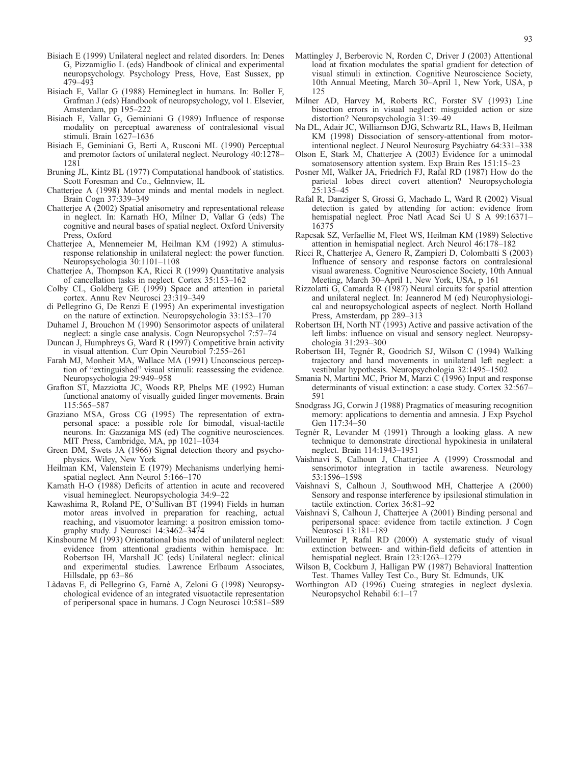Bisiach E (1999) Unilateral neglect and related disorders. In: Denes G, Pizzamiglio L (eds) Handbook of clinical and experimental neuropsychology. Psychology Press, Hove, East Sussex, pp 479–493

Bisiach E, Vallar G (1988) Hemineglect in humans. In: Boller F, Grafman J (eds) Handbook of neuropsychology, vol 1. Elsevier, Amsterdam, pp 195–222

Bisiach E, Vallar G, Geminiani G (1989) Influence of response modality on perceptual awareness of contralesional visual stimuli. Brain 1627–1636

Bisiach E, Geminiani G, Berti A, Rusconi ML (1990) Perceptual and premotor factors of unilateral neglect. Neurology 40:1278–1281

Bruning JL, Kintz BL (1977) Computational handbook of statistics. Scott Foresman and Co., Gelnnview, IL

Chatterjee A (1998) Motor minds and mental models in neglect. Brain Cogn 37:339–349

Chatterjee A (2002) Spatial anisometry and representational release in neglect. In: Karnath HO, Milner D, Vallar G (eds) The cognitive and neural bases of spatial neglect. Oxford University Press, Oxford

Chatterjee A, Mennemeier M, Heilman KM (1992) A stimulus-response relationship in unilateral neglect: the power function. Neuropsychologia 30:1101–1108

Chatterjee A, Thompson KA, Ricci R (1999) Quantitative analysis of cancellation tasks in neglect. Cortex 35:153–162

Colby CL, Goldberg GE (1999) Space and attention in parietal cortex. Annu Rev Neurosci 23:319–349

di Pellegrino G, De Renzi E (1995) An experimental investigation on the nature of extinction. Neuropsychologia 33:153–170

Duhamel J, Brouchon M (1990) Sensorimotor aspects of unilateral neglect: a single case analysis. Cogn Neuropsychol 7:57–74

Duncan J, Humphreys G, Ward R (1997) Competitive brain activity in visual attention. Curr Opin Neurobiol 7:255–261

Farah MJ, Monheit MA, Wallace MA (1991) Unconscious perception of "extinguished" visual stimuli: reassessing the evidence. Neuropsychologia 29:949–958

Grafton ST, Mazziotta JC, Woods RP, Phelps ME (1992) Human functional anatomy of visually guided finger movements. Brain 115:565–587

Graziano MSA, Gross CG (1995) The representation of extrapersonal space: a possible role for bimodal, visual-tactile neurons. In: Gazzaniga MS (ed) The cognitive neurosciences. MIT Press, Cambridge, MA, pp 1021–1034

Green DM, Swets JA (1966) Signal detection theory and psychophysics. Wiley, New York

Heilman KM, Valenstein E (1979) Mechanisms underlying hemispatial neglect. Ann Neurol 5:166–170

Karnath H-O (1988) Deficits of attention in acute and recovered visual hemineglect. Neuropsychologia 34:9–22

Kawashima R, Roland PE, O'Sullivan BT (1994) Fields in human motor areas involved in preparation for reaching, actual reaching, and visuomotor learning: a positron emission tomography study. J Neurosci 14:3462–3474

Kinsbourne M (1993) Orientational bias model of unilateral neglect: evidence from attentional gradients within hemispace. In: Robertson IH, Marshall JC (eds) Unilateral neglect: clinical and experimental studies. Lawrence Erlbaum Associates, Hillsdale, pp 63–86

Làdavas E, di Pellegrino G, Farnè A, Zeloni G (1998) Neuropsychological evidence of an integrated visuotactile representation of peripersonal space in humans. J Cogn Neurosci 10:581–589

Mattingley J, Berberovic N, Rorden C, Driver J (2003) Attentional load at fixation modulates the spatial gradient for detection of visual stimuli in extinction. Cognitive Neuroscience Society, 10th Annual Meeting, March 30–April 1, New York, USA, p 125

Milner AD, Harvey M, Roberts RC, Forster SV (1993) Line bisection errors in visual neglect: misguided action or size distortion? Neuropsychologia 31:39–49

Na DL, Adair JC, Williamson DJG, Schwartz RL, Haws B, Heilman KM (1998) Dissociation of sensory-attentional from motor-intentional neglect. J Neurol Neurosurg Psychiatry 64:331–338

Olson E, Stark M, Chatterjee A (2003) Evidence for a unimodal somatosensory attention system. Exp Brain Res 151:15–23

Posner MI, Walker JA, Friedrich FJ, Rafal RD (1987) How do the parietal lobes direct covert attention? Neuropsychologia 25:135–45

Rafal R, Danziger S, Grossi G, Machado L, Ward R (2002) Visual detection is gated by attending for action: evidence from hemispatial neglect. Proc Natl Acad Sci U S A 99:16371–16375

Rapcsak SZ, Verfaellie M, Fleet WS, Heilman KM (1989) Selective attention in hemispatial neglect. Arch Neurol 46:178–182

Ricci R, Chatterjee A, Genero R, Zampieri D, Colombatti S (2003) Influence of sensory and response factors on contralesional visual awareness. Cognitive Neuroscience Society, 10th Annual Meeting, March 30–April 1, New York, USA, p 161

Rizzolatti G, Camarda R (1987) Neural circuits for spatial attention and unilateral neglect. In: Jeannerod M (ed) Neurophysiological and neuropsychological aspects of neglect. North Holland Press, Amsterdam, pp 289–313

Robertson IH, North NT (1993) Active and passive activation of the left limbs: influence on visual and sensory neglect. Neuropsychologia 31:293–300

Robertson IH, Tegnér R, Goodrich SJ, Wilson C (1994) Walking trajectory and hand movements in unilateral left neglect: a vestibular hypothesis. Neuropsychologia 32:1495–1502

Smania N, Martini MC, Prior M, Marzi C (1996) Input and response determinants of visual extinction: a case study. Cortex 32:567–591

Snodgrass JG, Corwin J (1988) Pragmatics of measuring recognition memory: applications to dementia and amnesia. J Exp Psychol Gen 117:34–50

Tegnér R, Levander M (1991) Through a looking glass. A new technique to demonstrate directional hypokinesia in unilateral neglect. Brain 114:1943–1951

Vaishnavi S, Calhoun J, Chatterjee A (1999) Crossmodal and sensorimotor integration in tactile awareness. Neurology 53:1596–1598

Vaishnavi S, Calhoun J, Southwood MH, Chatterjee A (2000) Sensory and response interference by ipsilesional stimulation in tactile extinction. Cortex 36:81–92

Vaishnavi S, Calhoun J, Chatterjee A (2001) Binding personal and peripersonal space: evidence from tactile extinction. J Cogn Neurosci 13:181–189

Vuilleumier P, Rafal RD (2000) A systematic study of visual extinction between- and within-field deficits of attention in hemispatial neglect. Brain 123:1263–1279

Wilson B, Cockburn J, Halligan PW (1987) Behavioral Inattention Test. Thames Valley Test Co., Bury St. Edmunds, UK

Worthington AD (1996) Cueing strategies in neglect dyslexia. Neuropsychol Rehabil 6:1–17